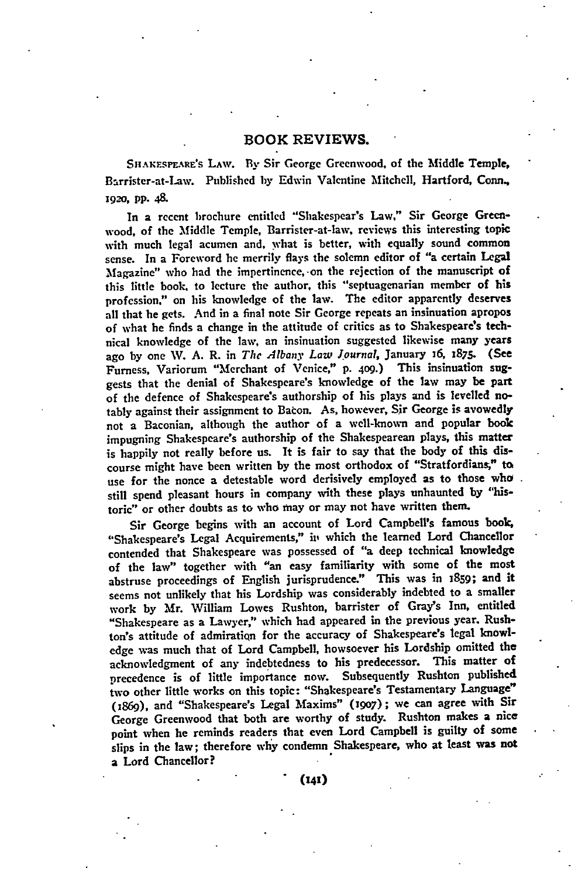# BOOK REVIEWS.

SHAKESPEARE'S LAW. By Sir George Greenwood, of the Middle Temple, Barrister-at-Law. Published by Edwin Valentine Mitchell, Hartford, Conn., 1920, pp. 48.

In a recent brochure entitled "Shakespear's Law," Sir George Greenwood, of the Middle Temple, Barrister-at-law, reviews this interesting topic with much legal acumen and, what is better, with equally sound common sense. In a Foreword he merrily flays the solemn editor of "a certain Legal Magazine" who had the impertinence, on the rejection of the manuscript of this little book, to lecture the author, this "septuagenarian member of his profession," on his knowledge of the law. The editor apparently deserves all that he gets. And in a final note Sir George repeats an insinuation apropos of what he finds a change in the attitude of critics as to Shakespeare's technical knowledge of the law, an insinuation suggested likewise many years ago by one W. A. R. in *The Albany Law Journal*, January 16, 1875. (See Furness, Variorum "Merchant of Venice," p. 409.) This insinuation suggests that the denial of Shakespeare's knowledge of the law may be part of the defence of Shakespeare's authorship of his plays and is levelled notably against their assignment to Bacon. As, however, Sir George is avowedly not a Baconian, although the author of a well-known and popular book impugning Shakespeare's authorship of the Shakespearean plays, this matter is happily not really before us. It is fair to say that the body of this discourse might have been written by the most orthodox of "Stratfordians," to use for the nonce a detestable word derisively employed as to those who still spend pleasant hours in company with these plays unhaunted by "historic" or other doubts as to who may or may not have written them.

Sir George begins with an account of Lord Campbell's famous book, "Shakespeare's Legal Acquirements," in which the learned Lord Chancellor contended that Shakespeare was possessed of "a deep technical knowledge of the law" together with "an easy familiarity with some of the most abstruse proceedings of English jurisprudence." This was in 1859; and it seems not unlikely that his Lordship was considerably indebted to a smaller work by Mr. William Lowes Rushton, barrister of Gray's Inn, entitled "Shakespeare as a Lawyer," which had appeared in the previous year. Rushton's attitude of admiration for the accuracy of Shakespeare's legal knowledge was much that of Lord Campbell, howsoever his Lordship omitted the acknowledgment of any indebtedness to his predecessor. This matter of precedence is of little importance now. Subsequently Rushton published two other little works on this topic: "Shakespeare's Testamentary Language" (1869), and "Shakespeare's Legal Maxims" (1907); we can agree with Sir George Greenwood that both are worthy of study. Rushton makes a nice point when he reminds readers that even Lord Campbell is guilty of some slips in the law; therefore why condemn Shakespeare, who at least was not a Lord Chancellor?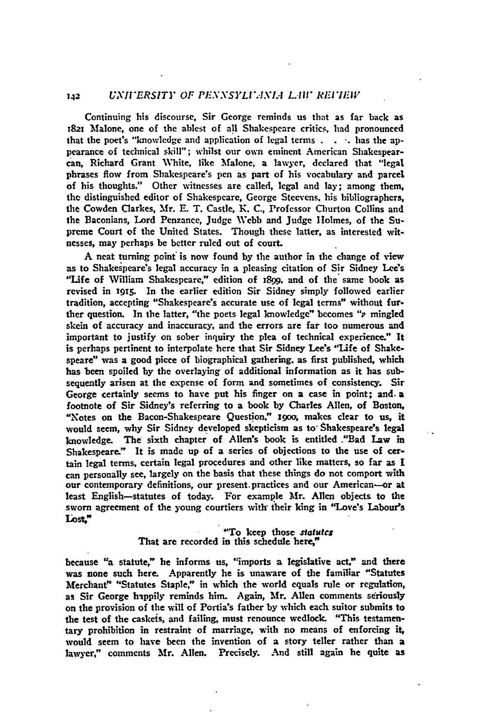Continuing his discourse, Sir George reminds us that as far back as 1821 Malone, one of the ablest of all Shakespeare critics, had pronounced that the poet's "knowledge and application of legal terms . . . has the appearance of technical skill"; whilst our own eminent American Shakespearean, Richard Grant White, like Malone, a lawyer, declared that "legal phrases flow from Shakespeare's pen as part of his vocabulary and parcel of his thoughts." Other witnesses are called, legal and lay; among them, the distinguished editor of Shakespeare, George Steevens, his bibliographers, the Cowden Clarkes, Mr. E. T. Castle, K. C., Professor Churton Collins and the Baconians, Lord Penzance, Judge Webb and Judge Holmes, of the Supreme Court of the United States. Though these latter, as interested witnesses, may perhaps be better ruled out of court.

A neat turning point is now found by the author in the change of view as to Shakespeare's legal accuracy in a pleasing citation of Sir Sidney Lee's "Life of William Shakespeare," edition of 1899, and of the same book as revised in 1915. In the earlier edition Sir Sidney simply followed earlier tradition, accepting "Shakespeare's accurate use of legal terms" without further question. In the latter, "the poets legal knowledge" becomes "a mingled skein of accuracy and inaccuracy, and the errors are far too numerous and important to justify on sober inquiry the plea of technical experience." It is perhaps pertinent to interpolate here that Sir Sidney Lee's "Life of Shakespeare" was a good piece of biographical gathering, as first published, which has been spoiled by the overlaying of additional information as it has subsequently arisen at the expense of form and sometimes of consistency. Sir George certainly seems to have put his finger on a case in point; and a footnote of Sir Sidney's referring to a book by Charles Allen, of Boston, "Notes on the Bacon-Shakespeare Question," 1900, makes clear to us, it would seem, why Sir Sidney developed skepticism as to Shakespeare's legal knowledge. The sixth chapter of Allen's book is entitled "Bad Law in Shakespeare." It is made up of a series of objections to the use of certain legal terms, certain legal procedures and other like matters, so far as I can personally see, largely on the basis that these things do not comport with our contemporary definitions, our present practices and our American—or at least English—statutes of today. For example Mr. Allen objects to the sworn agreement of the young courtiers with their king in "Love's Labour's Lost,"

> "To keep those *statutes*
> That are recorded in this schedule here,"

because "a statute," he informs us, "imports a legislative act," and there was none such here. Apparently he is unaware of the familiar "Statutes Merchant" "Statutes Staple," in which the world equals rule or regulation, as Sir George happily reminds him. Again, Mr. Allen comments seriously on the provision of the will of Portia's father by which each suitor submits to the test of the caskets, and failing, must renounce wedlock. "This testamentary prohibition in restraint of marriage, with no means of enforcing it, would seem to have been the invention of a story teller rather than a lawyer," comments Mr. Allen. Precisely. And still again he quite as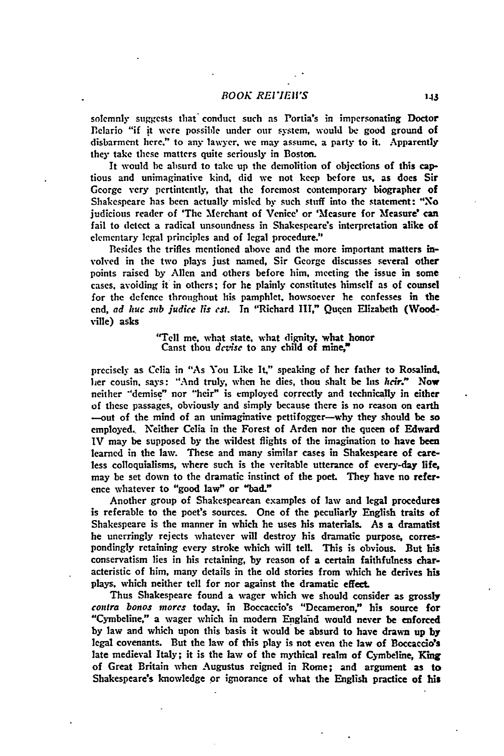solemnly suggests that conduct such as Portia's in impersonating Doctor Bellario "if it were possible under our system, would be good ground of disbarment here," to any lawyer, we may assume, a party to it. Apparently they take these matters quite seriously in Boston.

It would be absurd to take up the demolition of objections of this captious and unimaginative kind, did we not keep before us, as does Sir George very pertinently, that the foremost contemporary biographer of Shakespeare has been actually misled by such stuff into the statement: "No judicious reader of 'The Merchant of Venice' or 'Measure for Measure' can fail to detect a radical unsoundness in Shakespeare's interpretation alike of elementary legal principles and of legal procedure."

Besides the trifles mentioned above and the more important matters involved in the two plays just named, Sir George discusses several other points raised by Allen and others before him, meeting the issue in some cases, avoiding it in others; for he plainly constitutes himself as of counsel for the defence throughout his pamphlet, howsoever he confesses in the end, *ad huc sub judice lis est.* In "Richard III," Queen Elizabeth (Woodville) asks

> "Tell me, what state, what dignity, what honor
> Canst thou *devise* to any child of mine,"

precisely as Celia in "As You Like It," speaking of her father to Rosalind, her cousin, says: "And truly, when he dies, thou shalt be his *heir.*" Now neither "demise" nor "heir" is employed correctly and technically in either of these passages, obviously and simply because there is no reason on earth —out of the mind of an unimaginative pettifogger—why they should be so employed. Neither Celia in the Forest of Arden nor the queen of Edward IV may be supposed by the wildest flights of the imagination to have been learned in the law. These and many similar cases in Shakespeare of careless colloquialisms, where such is the veritable utterance of every-day life, may be set down to the dramatic instinct of the poet. They have no reference whatever to "good law" or "bad."

Another group of Shakespearean examples of law and legal procedures is referable to the poet's sources. One of the peculiarly English traits of Shakespeare is the manner in which he uses his materials. As a dramatist he unerringly rejects whatever will destroy his dramatic purpose, correspondingly retaining every stroke which will tell. This is obvious. But his conservatism lies in his retaining, by reason of a certain faithfulness characteristic of him, many details in the old stories from which he derives his plays, which neither tell for nor against the dramatic effect.

Thus Shakespeare found a wager which we should consider as grossly *contra bonos mores* today, in Boccaccio's "Decameron," his source for "Cymbeline," a wager which in modern England would never be enforced by law and which upon this basis it would be absurd to have drawn up by legal covenants. But the law of this play is not even the law of Boccaccio's late medieval Italy; it is the law of the mythical realm of Cymbeline, King of Great Britain when Augustus reigned in Rome; and argument as to Shakespeare's knowledge or ignorance of what the English practice of his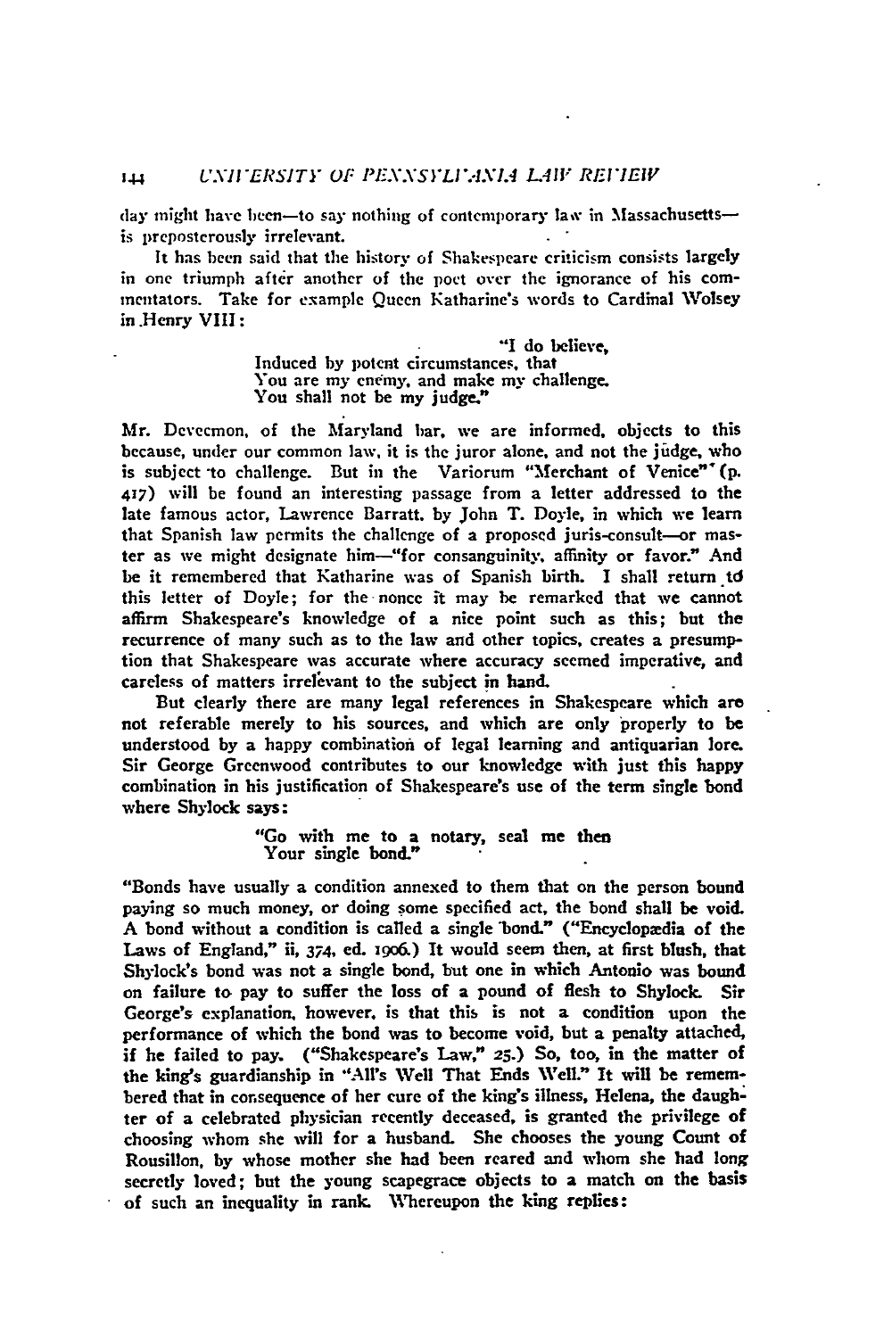day might have been—to say nothing of contemporary law in Massachusetts—is preposterously irrelevant.

It has been said that the history of Shakespeare criticism consists largely in one triumph after another of the poet over the ignorance of his commentators. Take for example Queen Katharine's words to Cardinal Wolsey in Henry VIII:

> "I do believe,
> Induced by potent circumstances, that
> You are my enemy, and make my challenge.
> You shall not be my judge."

Mr. Devecmon, of the Maryland bar, we are informed, objects to this because, under our common law, it is the juror alone, and not the judge, who is subject to challenge. But in the Variorum "Merchant of Venice" (p. 417) will be found an interesting passage from a letter addressed to the late famous actor, Lawrence Barratt, by John T. Doyle, in which we learn that Spanish law permits the challenge of a proposed juris-consult—or master as we might designate him—"for consanguinity, affinity or favor." And be it remembered that Katharine was of Spanish birth. I shall return to this letter of Doyle; for the nonce it may be remarked that we cannot affirm Shakespeare's knowledge of a nice point such as this; but the recurrence of many such as to the law and other topics, creates a presumption that Shakespeare was accurate where accuracy seemed imperative, and careless of matters irrelevant to the subject in hand.

But clearly there are many legal references in Shakespeare which are not referable merely to his sources, and which are only properly to be understood by a happy combination of legal learning and antiquarian lore. Sir George Greenwood contributes to our knowledge with just this happy combination in his justification of Shakespeare's use of the term single bond where Shylock says:

> "Go with me to a notary, seal me then
> Your single bond."

"Bonds have usually a condition annexed to them that on the person bound paying so much money, or doing some specified act, the bond shall be void. A bond without a condition is called a single bond." ("Encyclopædia of the Laws of England," ii, 374, ed. 1906.) It would seem then, at first blush, that Shylock's bond was not a single bond, but one in which Antonio was bound on failure to pay to suffer the loss of a pound of flesh to Shylock. Sir George's explanation, however, is that this is not a condition upon the performance of which the bond was to become void, but a penalty attached, if he failed to pay. ("Shakespeare's Law," 25.) So, too, in the matter of the king's guardianship in "All's Well That Ends Well." It will be remembered that in consequence of her cure of the king's illness, Helena, the daughter of a celebrated physician recently deceased, is granted the privilege of choosing whom she will for a husband. She chooses the young Count of Rousillon, by whose mother she had been reared and whom she had long secretly loved; but the young scapegrace objects to a match on the basis of such an inequality in rank. Whereupon the king replies: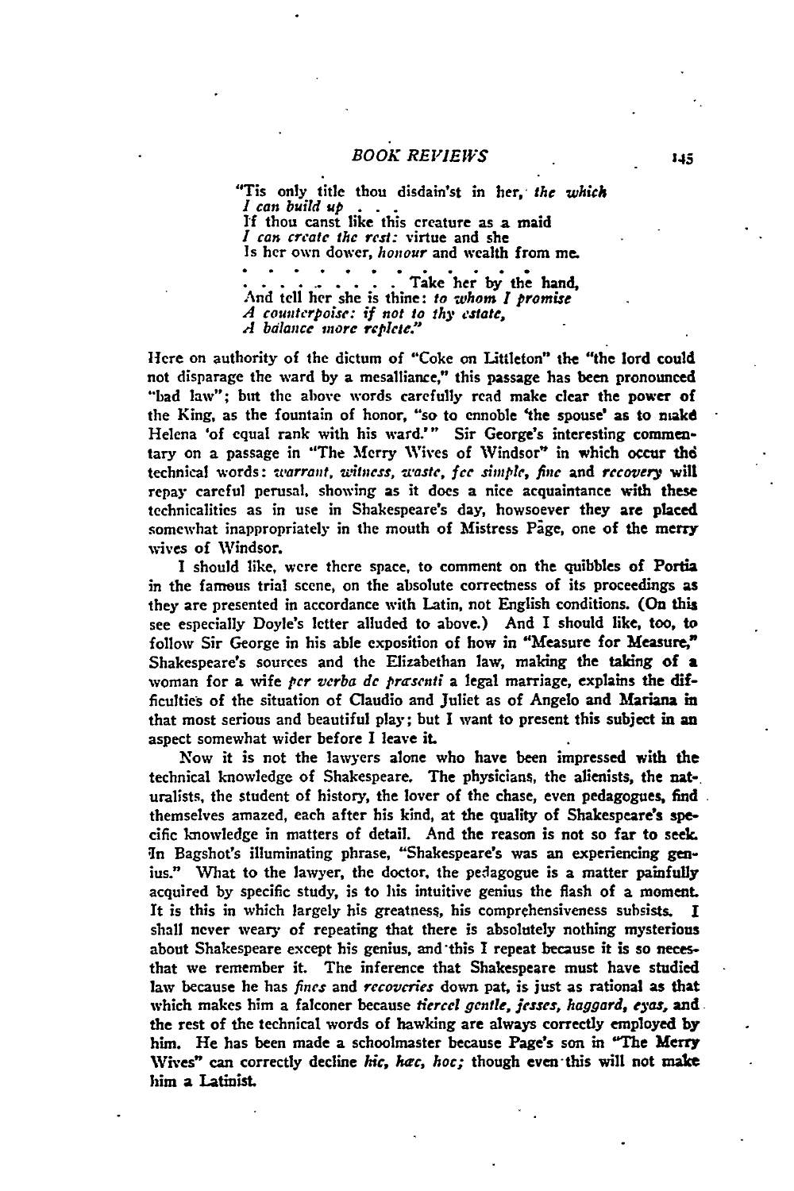> "'Tis only title thou disdain'st in her, *the which*
> *I can build up* . . .
> If thou canst like this creature as a maid
> *I can create the rest:* virtue and she
> Is her own dower, *honour* and wealth from me.
> . . . . . . . . . . .
> . . . . . . . . . . Take her by the hand,
> And tell her she is thine: *to whom I promise*
> *A counterpoise: if not to thy estate,*
> *A balance more replete.*"

Here on authority of the dictum of "Coke on Littleton" the "the lord could not disparage the ward by a mesalliance," this passage has been pronounced "bad law"; but the above words carefully read make clear the power of the King, as the fountain of honor, "so to ennoble 'the spouse' as to make Helena 'of equal rank with his ward.'" Sir George's interesting commentary on a passage in "The Merry Wives of Windsor" in which occur the technical words: *warrant, witness, waste, fee simple, fine* and *recovery* will repay careful perusal, showing as it does a nice acquaintance with these technicalities as in use in Shakespeare's day, howsoever they are placed somewhat inappropriately in the mouth of Mistress Page, one of the merry wives of Windsor.

I should like, were there space, to comment on the quibbles of Portia in the famous trial scene, on the absolute correctness of its proceedings as they are presented in accordance with Latin, not English conditions. (On this see especially Doyle's letter alluded to above.) And I should like, too, to follow Sir George in his able exposition of how in "Measure for Measure," Shakespeare's sources and the Elizabethan law, making the taking of a woman for a wife *per verba de præsenti* a legal marriage, explains the difficulties of the situation of Claudio and Juliet as of Angelo and Mariana in that most serious and beautiful play; but I want to present this subject in an aspect somewhat wider before I leave it.

Now it is not the lawyers alone who have been impressed with the technical knowledge of Shakespeare. The physicians, the alienists, the naturalists, the student of history, the lover of the chase, even pedagogues, find themselves amazed, each after his kind, at the quality of Shakespeare's specific knowledge in matters of detail. And the reason is not so far to seek. In Bagshot's illuminating phrase, "Shakespeare's was an experiencing genius." What to the lawyer, the doctor, the pedagogue is a matter painfully acquired by specific study, is to his intuitive genius the flash of a moment. It is this in which largely his greatness, his comprehensiveness subsists. I shall never weary of repeating that there is absolutely nothing mysterious about Shakespeare except his genius, and this I repeat because it is so necesthat we remember it. The inference that Shakespeare must have studied law because he has *fines* and *recoveries* down pat, is just as rational as that which makes him a falconer because *tiercel gentle, jesses, haggard, eyas,* and the rest of the technical words of hawking are always correctly employed by him. He has been made a schoolmaster because Page's son in "The Merry Wives" can correctly decline *hic, hæc, hoc;* though even this will not make him a Latinist.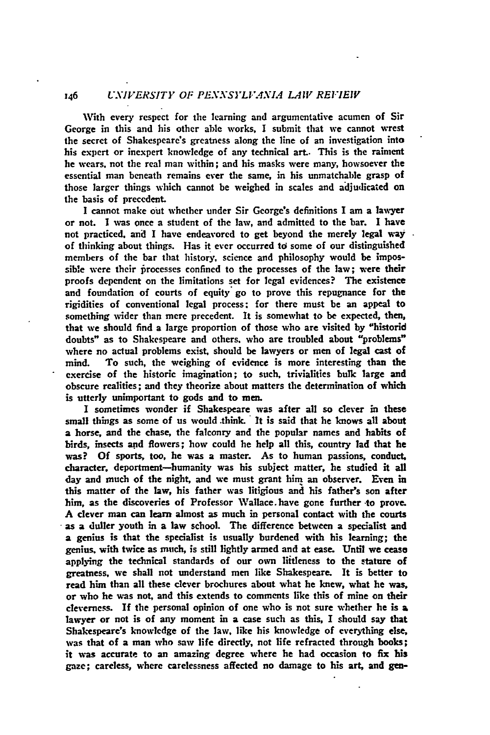With every respect for the learning and argumentative acumen of Sir George in this and his other able works, I submit that we cannot wrest the secret of Shakespeare's greatness along the line of an investigation into his expert or inexpert knowledge of any technical art. This is the raiment he wears, not the real man within; and his masks were many, howsoever the essential man beneath remains ever the same, in his unmatchable grasp of those larger things which cannot be weighed in scales and adjudicated on the basis of precedent.

I cannot make out whether under Sir George's definitions I am a lawyer or not. I was once a student of the law, and admitted to the bar. I have not practiced, and I have endeavored to get beyond the merely legal way of thinking about things. Has it ever occurred to some of our distinguished members of the bar that history, science and philosophy would be impossible were their processes confined to the processes of the law; were their proofs dependent on the limitations set for legal evidences? The existence and foundation of courts of equity go to prove this repugnance for the rigidities of conventional legal process; for there must be an appeal to something wider than mere precedent. It is somewhat to be expected, then, that we should find a large proportion of those who are visited by "historic doubts" as to Shakespeare and others, who are troubled about "problems" where no actual problems exist, should be lawyers or men of legal cast of mind. To such, the weighing of evidence is more interesting than the exercise of the historic imagination; to such, trivialities bulk large and obscure realities; and they theorize about matters the determination of which is utterly unimportant to gods and to men.

I sometimes wonder if Shakespeare was after all so clever in these small things as some of us would think. It is said that he knows all about a horse, and the chase, the falconry and the popular names and habits of birds, insects and flowers; how could he help all this, country lad that he was? Of sports, too, he was a master. As to human passions, conduct, character, deportment—humanity was his subject matter, he studied it all day and much of the night, and we must grant him an observer. Even in this matter of the law, his father was litigious and his father's son after him, as the discoveries of Professor Wallace have gone further to prove. A clever man can learn almost as much in personal contact with the courts as a duller youth in a law school. The difference between a specialist and a genius is that the specialist is usually burdened with his learning; the genius, with twice as much, is still lightly armed and at ease. Until we cease applying the technical standards of our own littleness to the stature of greatness, we shall not understand men like Shakespeare. It is better to read him than all these clever brochures about what he knew, what he was, or who he was not, and this extends to comments like this of mine on their cleverness. If the personal opinion of one who is not sure whether he is a lawyer or not is of any moment in a case such as this, I should say that Shakespeare's knowledge of the law, like his knowledge of everything else, was that of a man who saw life directly, not life refracted through books; it was accurate to an amazing degree where he had occasion to fix his gaze; careless, where carelessness affected no damage to his art, and gen-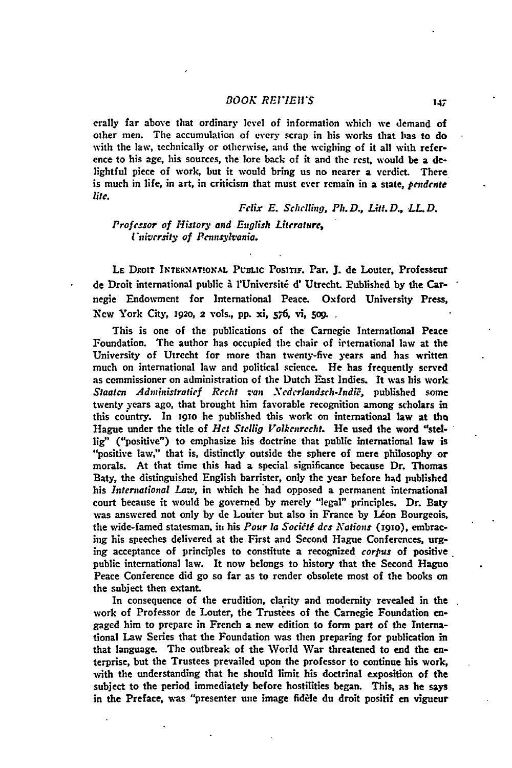erally far above that ordinary level of information which we demand of other men. The accumulation of every scrap in his works that has to do with the law, technically or otherwise, and the weighing of it all with reference to his age, his sources, the lore back of it and the rest, would be a delightful piece of work, but it would bring us no nearer a verdict. There is much in life, in art, in criticism that must ever remain in a state, *pendente lite.*

*Felix E. Schelling, Ph.D., Litt.D., LL.D.*

*Professor of History and English Literature, University of Pennsylvania.*

LE DROIT INTERNATIONAL PUBLIC POSITIF. Par. J. de Louter, Professeur de Droit international public à l'Université d' Utrecht. Published by the Carnegie Endowment for International Peace. Oxford University Press, New York City, 1920, 2 vols., pp. xi, 576, vi, 509.

This is one of the publications of the Carnegie International Peace Foundation. The author has occupied the chair of international law at the University of Utrecht for more than twenty-five years and has written much on international law and political science. He has frequently served as commissioner on administration of the Dutch East Indies. It was his work *Staaten Administratief Recht van Nederlandsch-Indië,* published some twenty years ago, that brought him favorable recognition among scholars in this country. In 1910 he published this work on international law at the Hague under the title of *Het Stellig Volkenrecht.* He used the word "stellig" ("positive") to emphasize his doctrine that public international law is "positive law," that is, distinctly outside the sphere of mere philosophy or morals. At that time this had a special significance because Dr. Thomas Baty, the distinguished English barrister, only the year before had published his *International Law,* in which he had opposed a permanent international court because it would be governed by merely "legal" principles. Dr. Baty was answered not only by de Louter but also in France by Léon Bourgeois, the wide-famed statesman, in his *Pour la Société des Nations* (1910), embracing his speeches delivered at the First and Second Hague Conferences, urging acceptance of principles to constitute a recognized *corpus* of positive public international law. It now belongs to history that the Second Hague Peace Conference did go so far as to render obsolete most of the books on the subject then extant.

In consequence of the erudition, clarity and modernity revealed in the work of Professor de Louter, the Trustees of the Carnegie Foundation engaged him to prepare in French a new edition to form part of the International Law Series that the Foundation was then preparing for publication in that language. The outbreak of the World War threatened to end the enterprise, but the Trustees prevailed upon the professor to continue his work, with the understanding that he should limit his doctrinal exposition of the subject to the period immediately before hostilities began. This, as he says in the Preface, was "presenter une image fidèle du droit positif en vigueur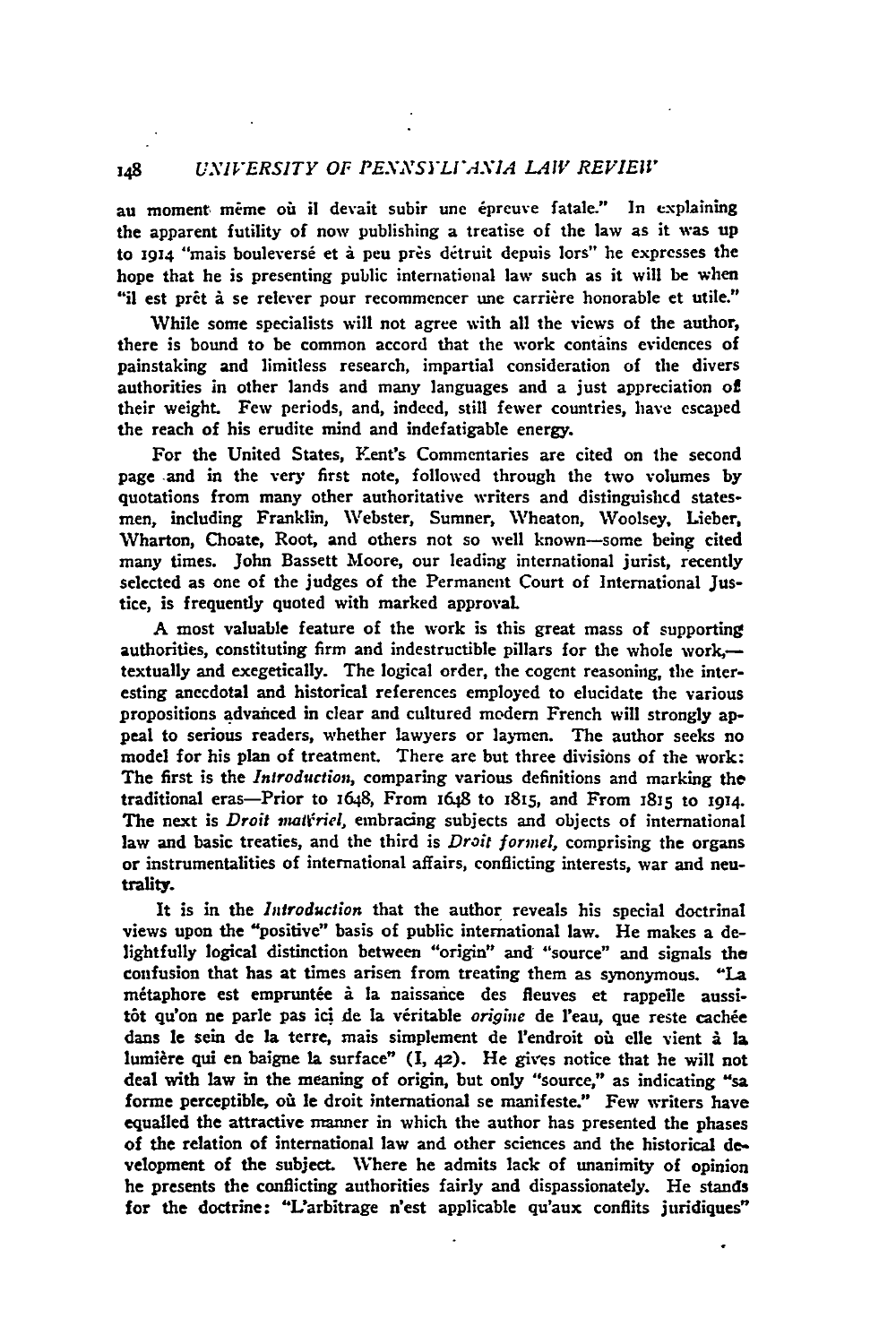au moment même où il devait subir une épreuve fatale." In explaining the apparent futility of now publishing a treatise of the law as it was up to 1914 "mais bouleversé et à peu près détruit depuis lors" he expresses the hope that he is presenting public international law such as it will be when "il est prêt à se relever pour recommencer une carrière honorable et utile."

While some specialists will not agree with all the views of the author, there is bound to be common accord that the work contains evidences of painstaking and limitless research, impartial consideration of the divers authorities in other lands and many languages and a just appreciation of their weight. Few periods, and, indeed, still fewer countries, have escaped the reach of his erudite mind and indefatigable energy.

For the United States, Kent's Commentaries are cited on the second page and in the very first note, followed through the two volumes by quotations from many other authoritative writers and distinguished statesmen, including Franklin, Webster, Sumner, Wheaton, Woolsey, Lieber, Wharton, Choate, Root, and others not so well known—some being cited many times. John Bassett Moore, our leading international jurist, recently selected as one of the judges of the Permanent Court of International Justice, is frequently quoted with marked approval.

A most valuable feature of the work is this great mass of supporting authorities, constituting firm and indestructible pillars for the whole work,—textually and exegetically. The logical order, the cogent reasoning, the interesting anecdotal and historical references employed to elucidate the various propositions advanced in clear and cultured modern French will strongly appeal to serious readers, whether lawyers or laymen. The author seeks no model for his plan of treatment. There are but three divisions of the work: The first is the *Introduction*, comparing various definitions and marking the traditional eras—Prior to 1648, From 1648 to 1815, and From 1815 to 1914. The next is *Droit matériel*, embracing subjects and objects of international law and basic treaties, and the third is *Droit formel*, comprising the organs or instrumentalities of international affairs, conflicting interests, war and neutrality.

It is in the *Introduction* that the author reveals his special doctrinal views upon the "positive" basis of public international law. He makes a delightfully logical distinction between "origin" and "source" and signals the confusion that has at times arisen from treating them as synonymous. "La métaphore est empruntée à la naissance des fleuves et rappelle aussitôt qu'on ne parle pas ici de la véritable *origine* de l'eau, que reste cachée dans le sein de la terre, mais simplement de l'endroit où elle vient à la lumière qui en baigne la surface" (I, 42). He gives notice that he will not deal with law in the meaning of origin, but only "source," as indicating "sa forme perceptible, où le droit international se manifeste." Few writers have equalled the attractive manner in which the author has presented the phases of the relation of international law and other sciences and the historical development of the subject. Where he admits lack of unanimity of opinion he presents the conflicting authorities fairly and dispassionately. He stands for the doctrine: "L'arbitrage n'est applicable qu'aux conflits juridiques"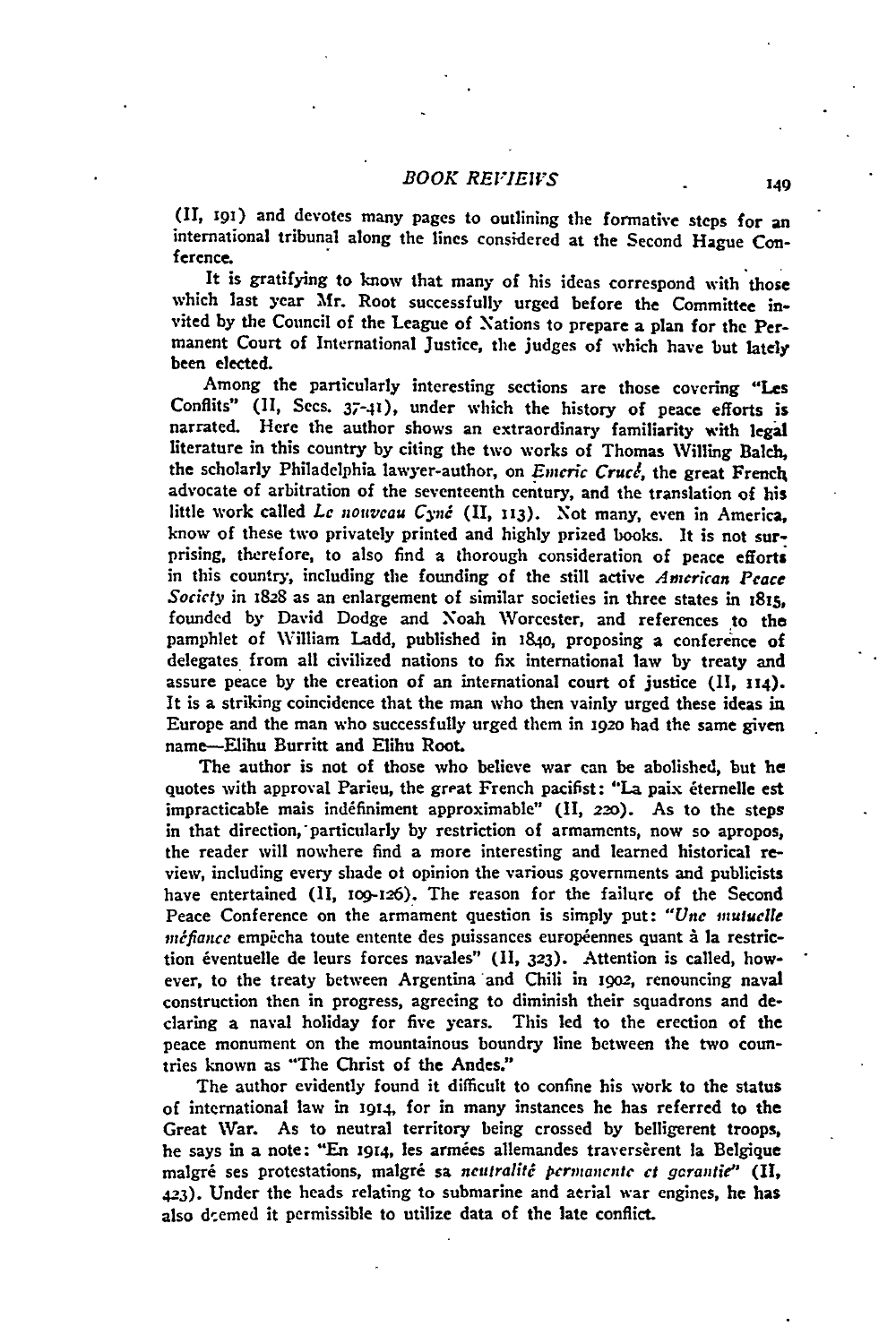(II, 191) and devotes many pages to outlining the formative steps for an international tribunal along the lines considered at the Second Hague Conference.

It is gratifying to know that many of his ideas correspond with those which last year Mr. Root successfully urged before the Committee invited by the Council of the League of Nations to prepare a plan for the Permanent Court of International Justice, the judges of which have but lately been elected.

Among the particularly interesting sections are those covering "Les Conflits" (II, Secs. 37-41), under which the history of peace efforts is narrated. Here the author shows an extraordinary familiarity with legal literature in this country by citing the two works of Thomas Willing Balch, the scholarly Philadelphia lawyer-author, on *Emeric Crucé*, the great French advocate of arbitration of the seventeenth century, and the translation of his little work called *Le nouveau Cyné* (II, 113). Not many, even in America, know of these two privately printed and highly prized books. It is not surprising, therefore, to also find a thorough consideration of peace efforts in this country, including the founding of the still active *American Peace Society* in 1828 as an enlargement of similar societies in three states in 1815, founded by David Dodge and Noah Worcester, and references to the pamphlet of William Ladd, published in 1840, proposing a conference of delegates from all civilized nations to fix international law by treaty and assure peace by the creation of an international court of justice (II, 114). It is a striking coincidence that the man who then vainly urged these ideas in Europe and the man who successfully urged them in 1920 had the same given name—Elihu Burritt and Elihu Root.

The author is not of those who believe war can be abolished, but he quotes with approval Parieu, the great French pacifist: "La paix éternelle est impracticable mais indéfiniment approximable" (II, 220). As to the steps in that direction, particularly by restriction of armaments, now so apropos, the reader will nowhere find a more interesting and learned historical review, including every shade of opinion the various governments and publicists have entertained (II, 109-126). The reason for the failure of the Second Peace Conference on the armament question is simply put: "*Une mutuelle méfiance* empêcha toute entente des puissances européennes quant à la restriction éventuelle de leurs forces navales" (II, 323). Attention is called, however, to the treaty between Argentina and Chili in 1902, renouncing naval construction then in progress, agreeing to diminish their squadrons and declaring a naval holiday for five years. This led to the erection of the peace monument on the mountainous boundry line between the two countries known as "The Christ of the Andes."

The author evidently found it difficult to confine his work to the status of international law in 1914, for in many instances he has referred to the Great War. As to neutral territory being crossed by belligerent troops, he says in a note: "En 1914, les armées allemandes traversèrent la Belgique malgré ses protestations, malgré sa *neutralité permanente et garantie*" (II, 423). Under the heads relating to submarine and aerial war engines, he has also deemed it permissible to utilize data of the late conflict.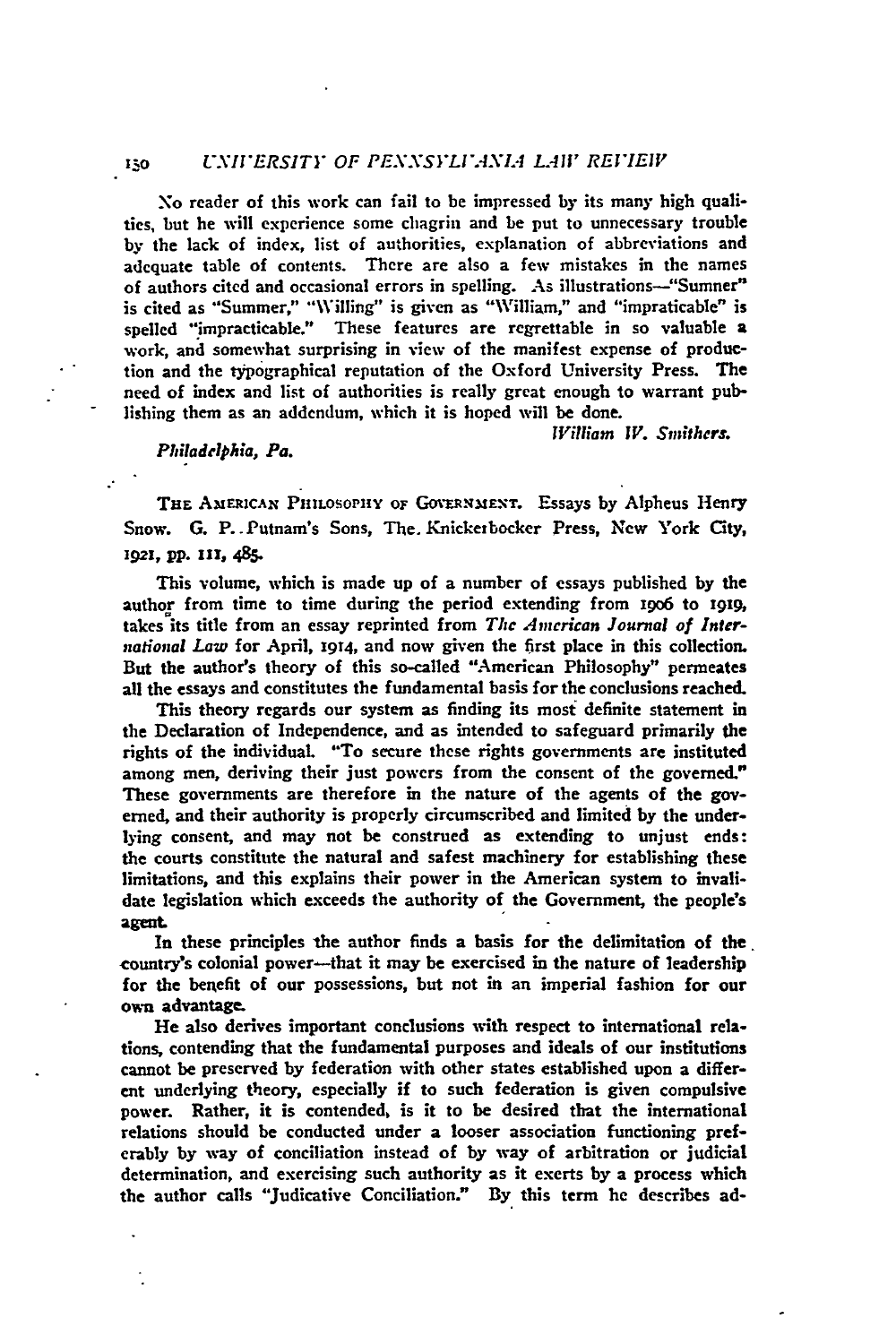No reader of this work can fail to be impressed by its many high qualities, but he will experience some chagrin and be put to unnecessary trouble by the lack of index, list of authorities, explanation of abbreviations and adequate table of contents. There are also a few mistakes in the names of authors cited and occasional errors in spelling. As illustrations—"Sumner" is cited as "Summer," "Willing" is given as "William," and "impraticable" is spelled "impracticable." These features are regrettable in so valuable a work, and somewhat surprising in view of the manifest expense of production and the typographical reputation of the Oxford University Press. The need of index and list of authorities is really great enough to warrant publishing them as an addendum, which it is hoped will be done.

*William W. Smithers.*

*Philadelphia, Pa.*

THE AMERICAN PHILOSOPHY OF GOVERNMENT. Essays by Alpheus Henry Snow. G. P. Putnam's Sons, The Knickerbocker Press, New York City, 1921, pp. 111, 485.

This volume, which is made up of a number of essays published by the author from time to time during the period extending from 1906 to 1919, takes its title from an essay reprinted from *The American Journal of International Law* for April, 1914, and now given the first place in this collection. But the author's theory of this so-called "American Philosophy" permeates all the essays and constitutes the fundamental basis for the conclusions reached.

This theory regards our system as finding its most definite statement in the Declaration of Independence, and as intended to safeguard primarily the rights of the individual. "To secure these rights governments are instituted among men, deriving their just powers from the consent of the governed." These governments are therefore in the nature of the agents of the governed, and their authority is properly circumscribed and limited by the underlying consent, and may not be construed as extending to unjust ends: the courts constitute the natural and safest machinery for establishing these limitations, and this explains their power in the American system to invalidate legislation which exceeds the authority of the Government, the people's agent.

In these principles the author finds a basis for the delimitation of the country's colonial power—that it may be exercised in the nature of leadership for the benefit of our possessions, but not in an imperial fashion for our own advantage.

He also derives important conclusions with respect to international relations, contending that the fundamental purposes and ideals of our institutions cannot be preserved by federation with other states established upon a different underlying theory, especially if to such federation is given compulsive power. Rather, it is contended, is it to be desired that the international relations should be conducted under a looser association functioning preferably by way of conciliation instead of by way of arbitration or judicial determination, and exercising such authority as it exerts by a process which the author calls "Judicative Conciliation." By this term he describes ad-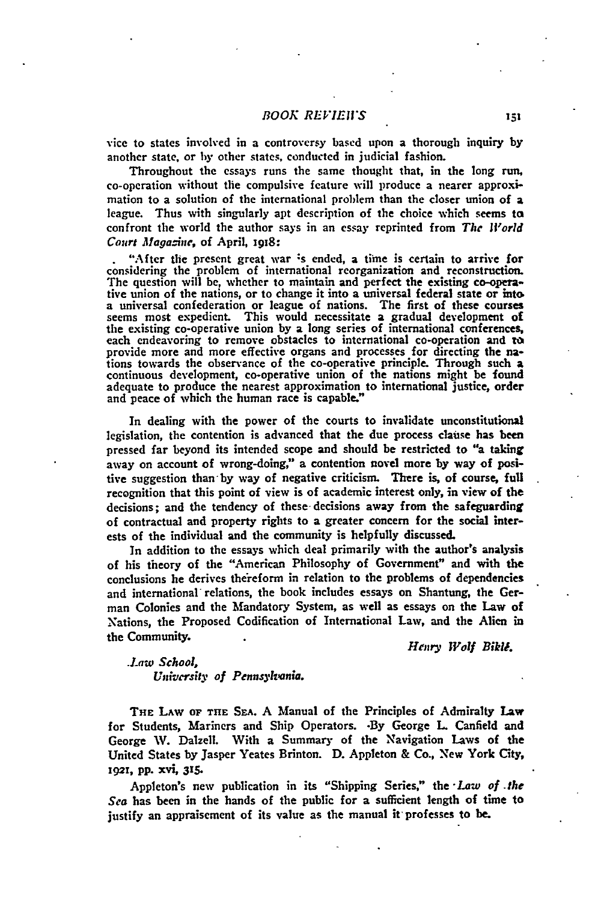vice to states involved in a controversy based upon a thorough inquiry by another state, or by other states, conducted in judicial fashion.

Throughout the essays runs the same thought that, in the long run, co-operation without the compulsive feature will produce a nearer approximation to a solution of the international problem than the closer union of a league. Thus with singularly apt description of the choice which seems to confront the world the author says in an essay reprinted from *The World Court Magazine*, of April, 1918:

> "After the present great war is ended, a time is certain to arrive for considering the problem of international reorganization and reconstruction. The question will be, whether to maintain and perfect the existing co-operative union of the nations, or to change it into a universal federal state or into a universal confederation or league of nations. The first of these courses seems most expedient. This would necessitate a gradual development of the existing co-operative union by a long series of international conferences, each endeavoring to remove obstacles to international co-operation and to provide more and more effective organs and processes for directing the nations towards the observance of the co-operative principle. Through such a continuous development, co-operative union of the nations might be found adequate to produce the nearest approximation to international justice, order and peace of which the human race is capable."

In dealing with the power of the courts to invalidate unconstitutional legislation, the contention is advanced that the due process clause has been pressed far beyond its intended scope and should be restricted to "a taking away on account of wrong-doing," a contention novel more by way of positive suggestion than by way of negative criticism. There is, of course, full recognition that this point of view is of academic interest only, in view of the decisions; and the tendency of these decisions away from the safeguarding of contractual and property rights to a greater concern for the social interests of the individual and the community is helpfully discussed.

In addition to the essays which deal primarily with the author's analysis of his theory of the "American Philosophy of Government" and with the conclusions he derives therefrom in relation to the problems of dependencies and international relations, the book includes essays on Shantung, the German Colonies and the Mandatory System, as well as essays on the Law of Nations, the Proposed Codification of International Law, and the Alien in the Community.

*Henry Wolf Biklé.*

*Law School,*
*University of Pennsylvania.*

THE LAW OF THE SEA. A Manual of the Principles of Admiralty Law for Students, Mariners and Ship Operators. By George L. Canfield and George W. Dalzell. With a Summary of the Navigation Laws of the United States by Jasper Yeates Brinton. D. Appleton & Co., New York City, 1921, pp. xvi, 315.

Appleton's new publication in its "Shipping Series," the *Law of the Sea* has been in the hands of the public for a sufficient length of time to justify an appraisement of its value as the manual it professes to be.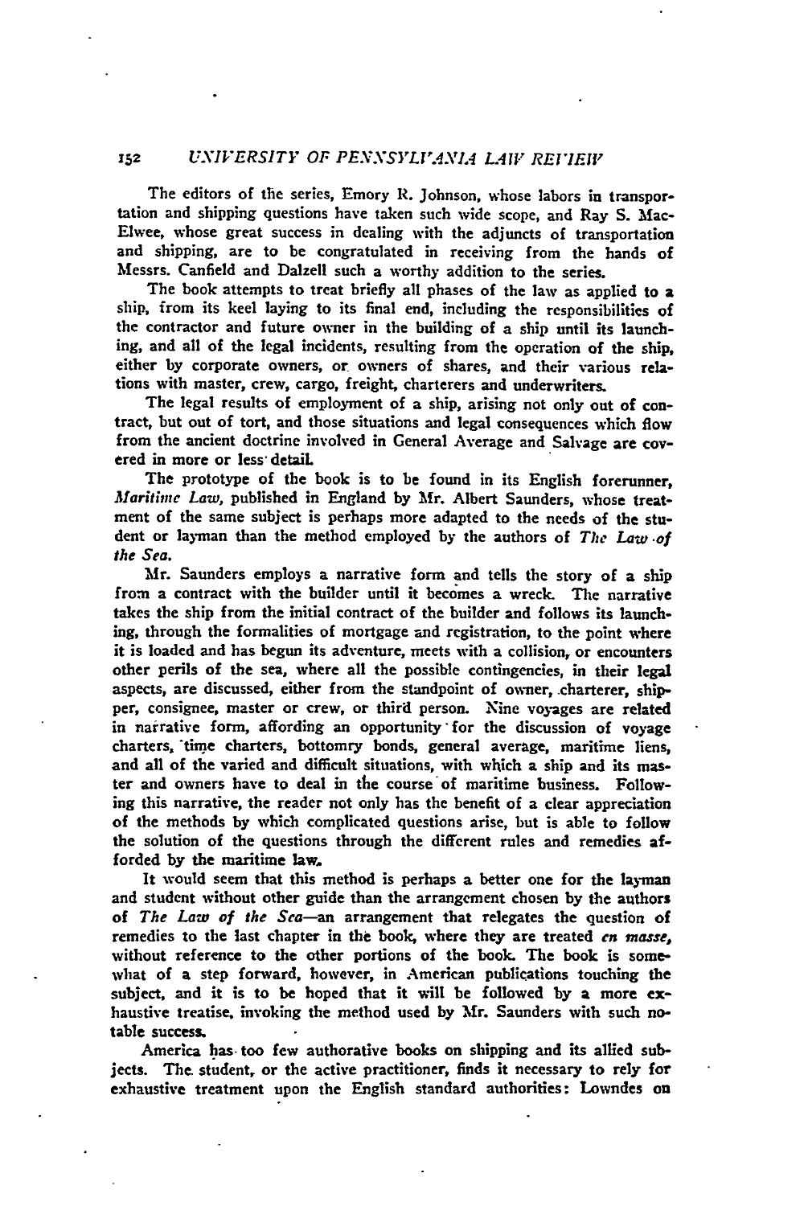The editors of the series, Emory R. Johnson, whose labors in transportation and shipping questions have taken such wide scope, and Ray S. MacElwee, whose great success in dealing with the adjuncts of transportation and shipping, are to be congratulated in receiving from the hands of Messrs. Canfield and Dalzell such a worthy addition to the series.

The book attempts to treat briefly all phases of the law as applied to a ship, from its keel laying to its final end, including the responsibilities of the contractor and future owner in the building of a ship until its launching, and all of the legal incidents, resulting from the operation of the ship, either by corporate owners, or owners of shares, and their various relations with master, crew, cargo, freight, charterers and underwriters.

The legal results of employment of a ship, arising not only out of contract, but out of tort, and those situations and legal consequences which flow from the ancient doctrine involved in General Average and Salvage are covered in more or less detail.

The prototype of the book is to be found in its English forerunner, *Maritime Law*, published in England by Mr. Albert Saunders, whose treatment of the same subject is perhaps more adapted to the needs of the student or layman than the method employed by the authors of *The Law of the Sea.*

Mr. Saunders employs a narrative form and tells the story of a ship from a contract with the builder until it becomes a wreck. The narrative takes the ship from the initial contract of the builder and follows its launching, through the formalities of mortgage and registration, to the point where it is loaded and has begun its adventure, meets with a collision, or encounters other perils of the sea, where all the possible contingencies, in their legal aspects, are discussed, either from the standpoint of owner, charterer, shipper, consignee, master or crew, or third person. Nine voyages are related in narrative form, affording an opportunity for the discussion of voyage charters, time charters, bottomry bonds, general average, maritime liens, and all of the varied and difficult situations, with which a ship and its master and owners have to deal in the course of maritime business. Following this narrative, the reader not only has the benefit of a clear appreciation of the methods by which complicated questions arise, but is able to follow the solution of the questions through the different rules and remedies afforded by the maritime law.

It would seem that this method is perhaps a better one for the layman and student without other guide than the arrangement chosen by the authors of *The Law of the Sea*—an arrangement that relegates the question of remedies to the last chapter in the book, where they are treated *en masse,* without reference to the other portions of the book. The book is somewhat of a step forward, however, in American publications touching the subject, and it is to be hoped that it will be followed by a more exhaustive treatise, invoking the method used by Mr. Saunders with such notable success.

America has too few authorative books on shipping and its allied subjects. The student, or the active practitioner, finds it necessary to rely for exhaustive treatment upon the English standard authorities: Lowndes on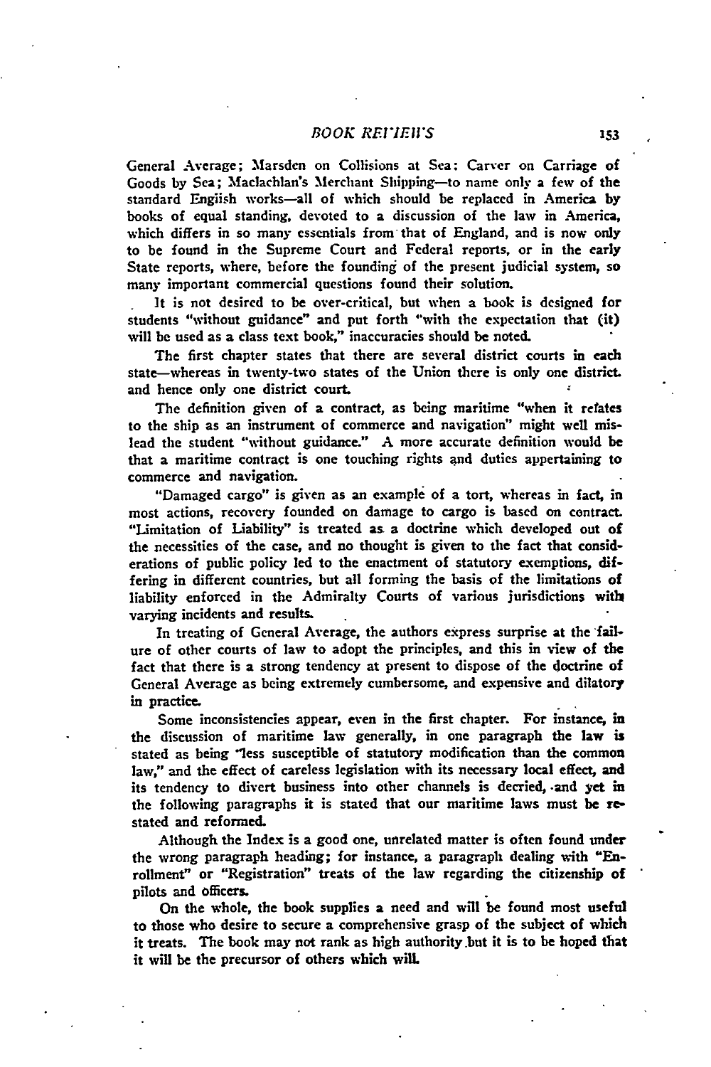General Average; Marsden on Collisions at Sea; Carver on Carriage of Goods by Sea; Maclachlan's Merchant Shipping—to name only a few of the standard English works—all of which should be replaced in America by books of equal standing, devoted to a discussion of the law in America, which differs in so many essentials from that of England, and is now only to be found in the Supreme Court and Federal reports, or in the early State reports, where, before the founding of the present judicial system, so many important commercial questions found their solution.

It is not desired to be over-critical, but when a book is designed for students "without guidance" and put forth "with the expectation that (it) will be used as a class text book," inaccuracies should be noted.

The first chapter states that there are several district courts in each state—whereas in twenty-two states of the Union there is only one district and hence only one district court.

The definition given of a contract, as being maritime "when it relates to the ship as an instrument of commerce and navigation" might well mislead the student "without guidance." A more accurate definition would be that a maritime contract is one touching rights and duties appertaining to commerce and navigation.

"Damaged cargo" is given as an example of a tort, whereas in fact, in most actions, recovery founded on damage to cargo is based on contract. "Limitation of Liability" is treated as a doctrine which developed out of the necessities of the case, and no thought is given to the fact that considerations of public policy led to the enactment of statutory exemptions, differing in different countries, but all forming the basis of the limitations of liability enforced in the Admiralty Courts of various jurisdictions with varying incidents and results.

In treating of General Average, the authors express surprise at the failure of other courts of law to adopt the principles, and this in view of the fact that there is a strong tendency at present to dispose of the doctrine of General Average as being extremely cumbersome, and expensive and dilatory in practice.

Some inconsistencies appear, even in the first chapter. For instance, in the discussion of maritime law generally, in one paragraph the law is stated as being "less susceptible of statutory modification than the common law," and the effect of careless legislation with its necessary local effect, and its tendency to divert business into other channels is decried, and yet in the following paragraphs it is stated that our maritime laws must be restated and reformed.

Although the Index is a good one, unrelated matter is often found under the wrong paragraph heading; for instance, a paragraph dealing with "Enrollment" or "Registration" treats of the law regarding the citizenship of pilots and officers.

On the whole, the book supplies a need and will be found most useful to those who desire to secure a comprehensive grasp of the subject of which it treats. The book may not rank as high authority but it is to be hoped that it will be the precursor of others which will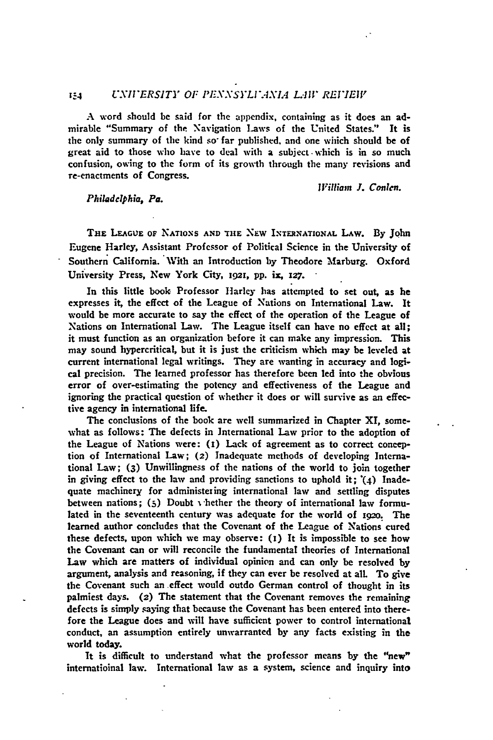A word should be said for the appendix, containing as it does an admirable "Summary of the Navigation Laws of the United States." It is the only summary of the kind so far published, and one which should be of great aid to those who have to deal with a subject which is in so much confusion, owing to the form of its growth through the many revisions and re-enactments of Congress.

*William J. Conlen.*

*Philadelphia, Pa.*

THE LEAGUE OF NATIONS AND THE NEW INTERNATIONAL LAW. By John Eugene Harley, Assistant Professor of Political Science in the University of Southern California. With an Introduction by Theodore Marburg. Oxford University Press, New York City, 1921, pp. ix, 127.

In this little book Professor Harley has attempted to set out, as he expresses it, the effect of the League of Nations on International Law. It would be more accurate to say the effect of the operation of the League of Nations on International Law. The League itself can have no effect at all; it must function as an organization before it can make any impression. This may sound hypercritical, but it is just the criticism which may be leveled at current international legal writings. They are wanting in accuracy and logical precision. The learned professor has therefore been led into the obvious error of over-estimating the potency and effectiveness of the League and ignoring the practical question of whether it does or will survive as an effective agency in international life.

The conclusions of the book are well summarized in Chapter XI, somewhat as follows: The defects in International Law prior to the adoption of the League of Nations were: (1) Lack of agreement as to correct conception of International Law; (2) Inadequate methods of developing International Law; (3) Unwillingness of the nations of the world to join together in giving effect to the law and providing sanctions to uphold it; (4) Inadequate machinery for administering international law and settling disputes between nations; (5) Doubt whether the theory of international law formulated in the seventeenth century was adequate for the world of 1920. The learned author concludes that the Covenant of the League of Nations cured these defects, upon which we may observe: (1) It is impossible to see how the Covenant can or will reconcile the fundamental theories of International Law which are matters of individual opinion and can only be resolved by argument, analysis and reasoning, if they can ever be resolved at all. To give the Covenant such an effect would outdo German control of thought in its palmiest days. (2) The statement that the Covenant removes the remaining defects is simply saying that because the Covenant has been entered into therefore the League does and will have sufficient power to control international conduct, an assumption entirely unwarranted by any facts existing in the world today.

It is difficult to understand what the professor means by the "new" internatioinal law. International law as a system, science and inquiry into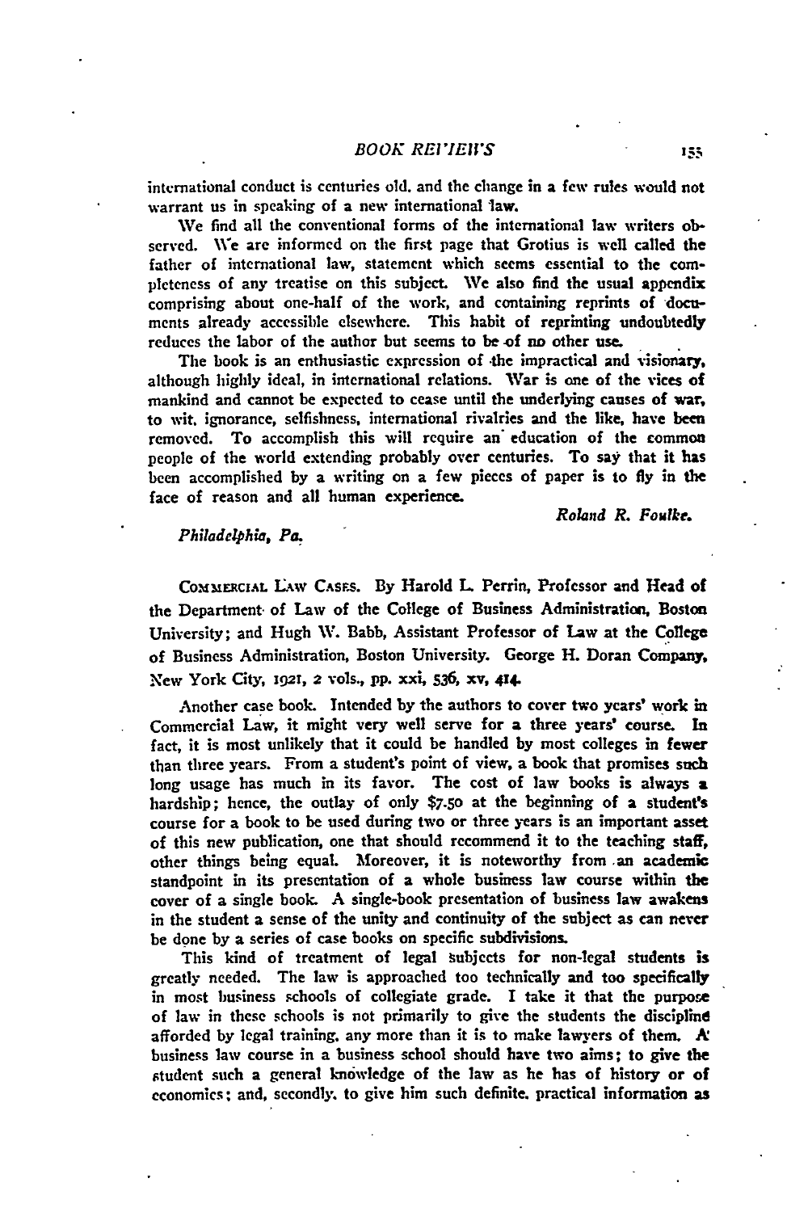international conduct is centuries old, and the change in a few rules would not warrant us in speaking of a new international law.

We find all the conventional forms of the international law writers observed. We are informed on the first page that Grotius is well called the father of international law, statement which seems essential to the completeness of any treatise on this subject. We also find the usual appendix comprising about one-half of the work, and containing reprints of documents already accessible elsewhere. This habit of reprinting undoubtedly reduces the labor of the author but seems to be of no other use.

The book is an enthusiastic expression of the impractical and visionary, although highly ideal, in international relations. War is one of the vices of mankind and cannot be expected to cease until the underlying causes of war, to wit, ignorance, selfishness, international rivalries and the like, have been removed. To accomplish this will require an education of the common people of the world extending probably over centuries. To say that it has been accomplished by a writing on a few pieces of paper is to fly in the face of reason and all human experience.

*Roland R. Foulke.*

*Philadelphia, Pa.*

COMMERCIAL LAW CASES. By Harold L. Perrin, Professor and Head of the Department of Law of the College of Business Administration, Boston University; and Hugh W. Babb, Assistant Professor of Law at the College of Business Administration, Boston University. George H. Doran Company, New York City, 1921, 2 vols., pp. xxi, 536, xv, 414.

Another case book. Intended by the authors to cover two years' work in Commercial Law, it might very well serve for a three years' course. In fact, it is most unlikely that it could be handled by most colleges in fewer than three years. From a student's point of view, a book that promises such long usage has much in its favor. The cost of law books is always a hardship; hence, the outlay of only $7.50 at the beginning of a student's course for a book to be used during two or three years is an important asset of this new publication, one that should recommend it to the teaching staff, other things being equal. Moreover, it is noteworthy from an academic standpoint in its presentation of a whole business law course within the cover of a single book. A single-book presentation of business law awakens in the student a sense of the unity and continuity of the subject as can never be done by a series of case books on specific subdivisions.

This kind of treatment of legal subjects for non-legal students is greatly needed. The law is approached too technically and too specifically in most business schools of collegiate grade. I take it that the purpose of law in these schools is not primarily to give the students the discipline afforded by legal training, any more than it is to make lawyers of them. A business law course in a business school should have two aims; to give the student such a general knowledge of the law as he has of history or of economics; and, secondly, to give him such definite, practical information as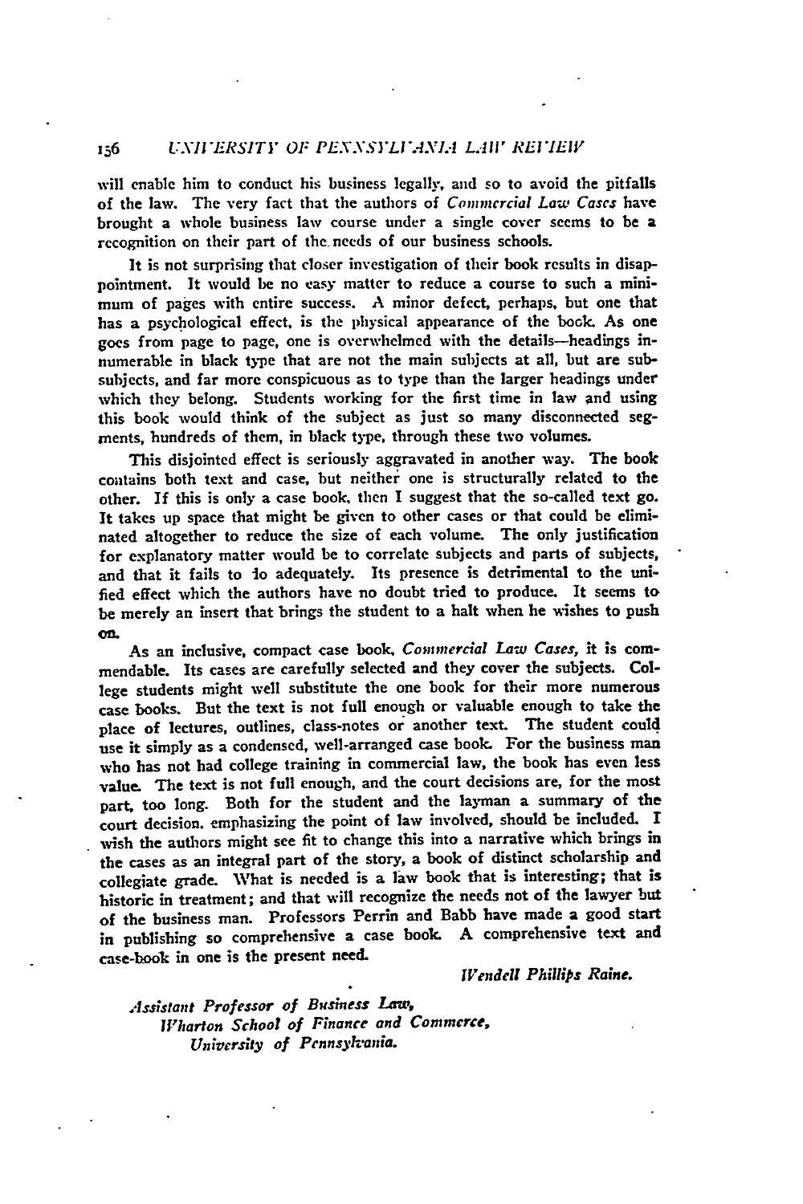will enable him to conduct his business legally, and so to avoid the pitfalls of the law. The very fact that the authors of *Commercial Law Cases* have brought a whole business law course under a single cover seems to be a recognition on their part of the needs of our business schools.

It is not surprising that closer investigation of their book results in disappointment. It would be no easy matter to reduce a course to such a minimum of pages with entire success. A minor defect, perhaps, but one that has a psychological effect, is the physical appearance of the book. As one goes from page to page, one is overwhelmed with the details—headings innumerable in black type that are not the main subjects at all, but are subsubjects, and far more conspicuous as to type than the larger headings under which they belong. Students working for the first time in law and using this book would think of the subject as just so many disconnected segments, hundreds of them, in black type, through these two volumes.

This disjointed effect is seriously aggravated in another way. The book contains both text and case, but neither one is structurally related to the other. If this is only a case book, then I suggest that the so-called text go. It takes up space that might be given to other cases or that could be eliminated altogether to reduce the size of each volume. The only justification for explanatory matter would be to correlate subjects and parts of subjects, and that it fails to do adequately. Its presence is detrimental to the unified effect which the authors have no doubt tried to produce. It seems to be merely an insert that brings the student to a halt when he wishes to push on.

As an inclusive, compact case book, *Commercial Law Cases*, it is commendable. Its cases are carefully selected and they cover the subjects. College students might well substitute the one book for their more numerous case books. But the text is not full enough or valuable enough to take the place of lectures, outlines, class-notes or another text. The student could use it simply as a condensed, well-arranged case book. For the business man who has not had college training in commercial law, the book has even less value. The text is not full enough, and the court decisions are, for the most part, too long. Both for the student and the layman a summary of the court decision, emphasizing the point of law involved, should be included. I wish the authors might see fit to change this into a narrative which brings in the cases as an integral part of the story, a book of distinct scholarship and collegiate grade. What is needed is a law book that is interesting; that is historic in treatment; and that will recognize the needs not of the lawyer but of the business man. Professors Perrin and Babb have made a good start in publishing so comprehensive a case book. A comprehensive text and case-book in one is the present need.

*Wendell Phillips Raine.*

*Assistant Professor of Business Law,*
*Wharton School of Finance and Commerce,*
*University of Pennsylvania.*